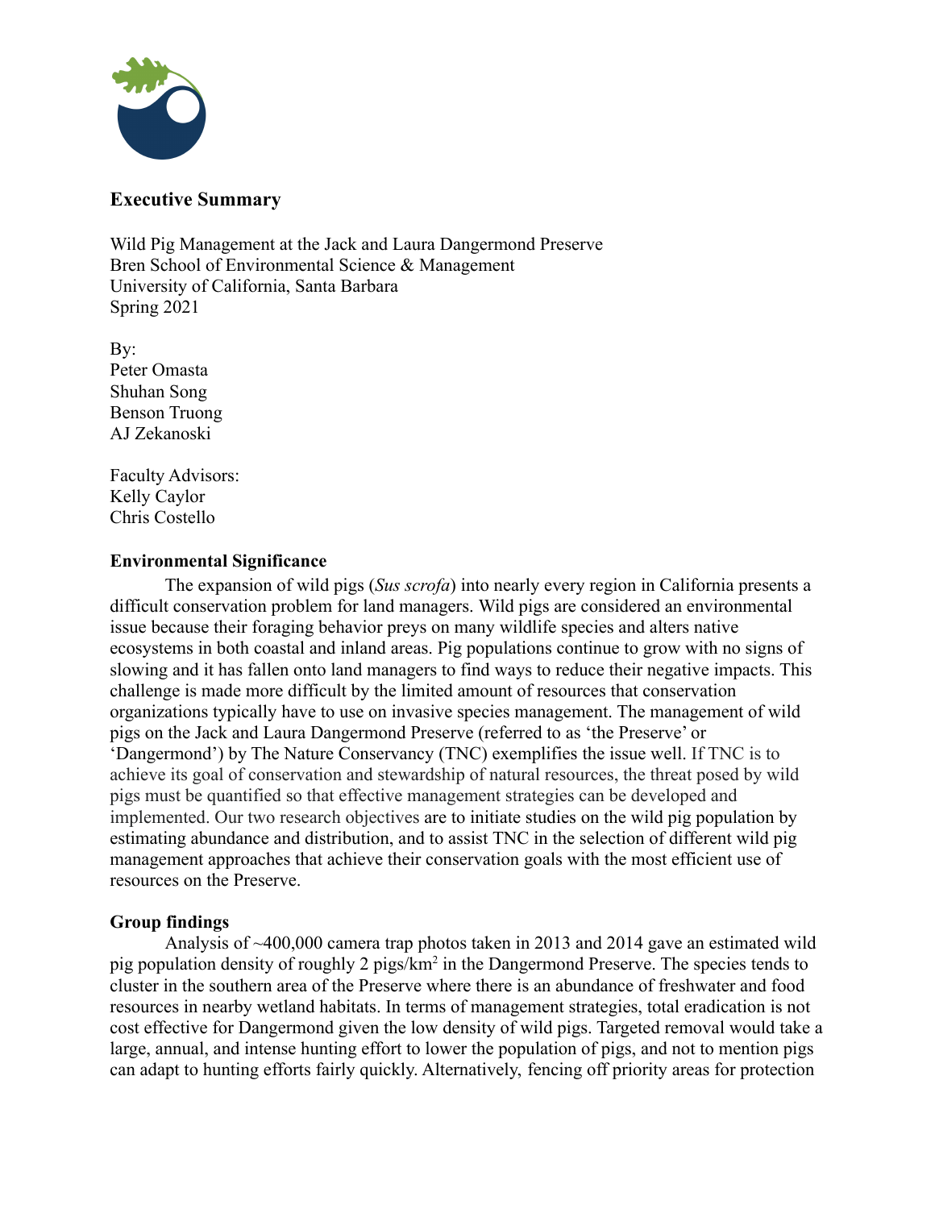### Executive Summary

Wild Pig Management at the Jack and Laura Dangermond Preserve
Bren School of Environmental Science & Management
University of California, Santa Barbara
Spring 2021

By:
Peter Omasta
Shuhan Song
Benson Truong
AJ Zekanoski

Faculty Advisors:
Kelly Caylor
Chris Costello

**Environmental Significance**

The expansion of wild pigs (*Sus scrofa*) into nearly every region in California presents a difficult conservation problem for land managers. Wild pigs are considered an environmental issue because their foraging behavior preys on many wildlife species and alters native ecosystems in both coastal and inland areas. Pig populations continue to grow with no signs of slowing and it has fallen onto land managers to find ways to reduce their negative impacts. This challenge is made more difficult by the limited amount of resources that conservation organizations typically have to use on invasive species management. The management of wild pigs on the Jack and Laura Dangermond Preserve (referred to as 'the Preserve' or 'Dangermond') by The Nature Conservancy (TNC) exemplifies the issue well. If TNC is to achieve its goal of conservation and stewardship of natural resources, the threat posed by wild pigs must be quantified so that effective management strategies can be developed and implemented. Our two research objectives are to initiate studies on the wild pig population by estimating abundance and distribution, and to assist TNC in the selection of different wild pig management approaches that achieve their conservation goals with the most efficient use of resources on the Preserve.

**Group findings**

Analysis of ~400,000 camera trap photos taken in 2013 and 2014 gave an estimated wild pig population density of roughly 2 pigs/km$^2$ in the Dangermond Preserve. The species tends to cluster in the southern area of the Preserve where there is an abundance of freshwater and food resources in nearby wetland habitats. In terms of management strategies, total eradication is not cost effective for Dangermond given the low density of wild pigs. Targeted removal would take a large, annual, and intense hunting effort to lower the population of pigs, and not to mention pigs can adapt to hunting efforts fairly quickly. Alternatively, fencing off priority areas for protection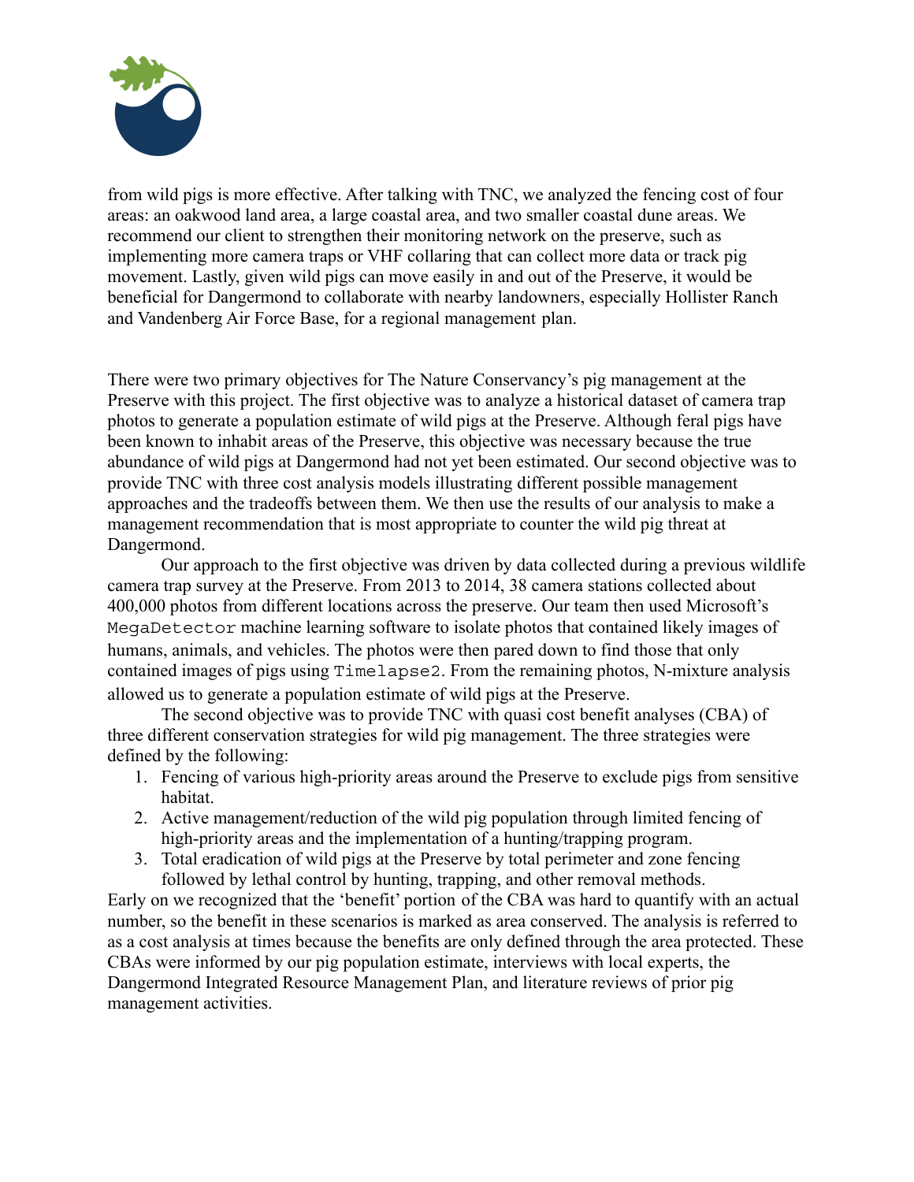from wild pigs is more effective. After talking with TNC, we analyzed the fencing cost of four areas: an oakwood land area, a large coastal area, and two smaller coastal dune areas. We recommend our client to strengthen their monitoring network on the preserve, such as implementing more camera traps or VHF collaring that can collect more data or track pig movement. Lastly, given wild pigs can move easily in and out of the Preserve, it would be beneficial for Dangermond to collaborate with nearby landowners, especially Hollister Ranch and Vandenberg Air Force Base, for a regional management plan.

There were two primary objectives for The Nature Conservancy's pig management at the Preserve with this project. The first objective was to analyze a historical dataset of camera trap photos to generate a population estimate of wild pigs at the Preserve. Although feral pigs have been known to inhabit areas of the Preserve, this objective was necessary because the true abundance of wild pigs at Dangermond had not yet been estimated. Our second objective was to provide TNC with three cost analysis models illustrating different possible management approaches and the tradeoffs between them. We then use the results of our analysis to make a management recommendation that is most appropriate to counter the wild pig threat at Dangermond.

Our approach to the first objective was driven by data collected during a previous wildlife camera trap survey at the Preserve. From 2013 to 2014, 38 camera stations collected about 400,000 photos from different locations across the preserve. Our team then used Microsoft's `MegaDetector` machine learning software to isolate photos that contained likely images of humans, animals, and vehicles. The photos were then pared down to find those that only contained images of pigs using `Timelapse2`. From the remaining photos, N-mixture analysis allowed us to generate a population estimate of wild pigs at the Preserve.

The second objective was to provide TNC with quasi cost benefit analyses (CBA) of three different conservation strategies for wild pig management. The three strategies were defined by the following:

1. Fencing of various high-priority areas around the Preserve to exclude pigs from sensitive habitat.
2. Active management/reduction of the wild pig population through limited fencing of high-priority areas and the implementation of a hunting/trapping program.
3. Total eradication of wild pigs at the Preserve by total perimeter and zone fencing followed by lethal control by hunting, trapping, and other removal methods.

Early on we recognized that the 'benefit' portion of the CBA was hard to quantify with an actual number, so the benefit in these scenarios is marked as area conserved. The analysis is referred to as a cost analysis at times because the benefits are only defined through the area protected. These CBAs were informed by our pig population estimate, interviews with local experts, the Dangermond Integrated Resource Management Plan, and literature reviews of prior pig management activities.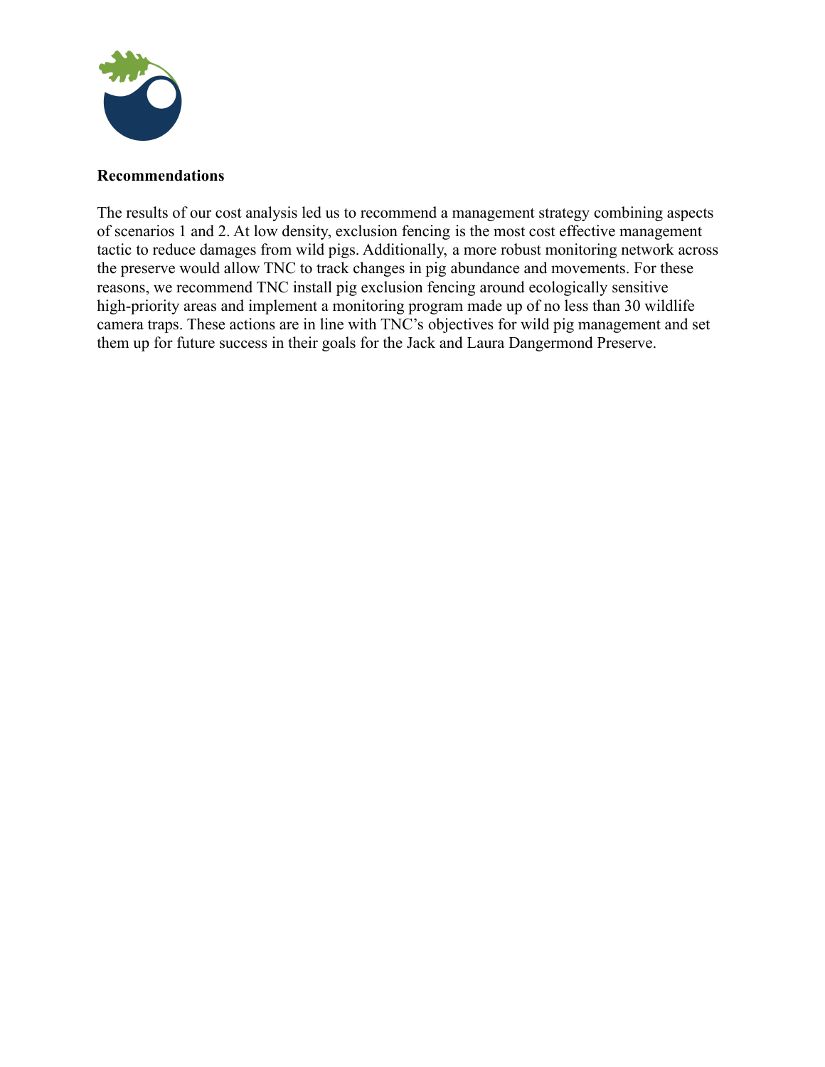**Recommendations**

The results of our cost analysis led us to recommend a management strategy combining aspects of scenarios 1 and 2. At low density, exclusion fencing is the most cost effective management tactic to reduce damages from wild pigs. Additionally, a more robust monitoring network across the preserve would allow TNC to track changes in pig abundance and movements. For these reasons, we recommend TNC install pig exclusion fencing around ecologically sensitive high-priority areas and implement a monitoring program made up of no less than 30 wildlife camera traps. These actions are in line with TNC's objectives for wild pig management and set them up for future success in their goals for the Jack and Laura Dangermond Preserve.